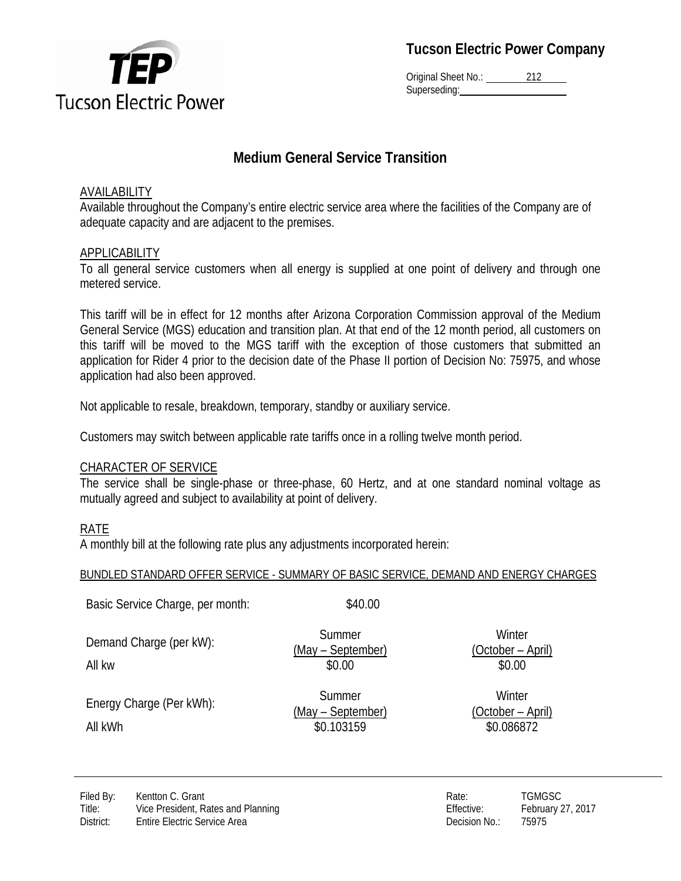Tucson Electric Power

**Tucson Electric Power Company**

Original Sheet No.: 212
Superseding:

# Medium General Service Transition

## AVAILABILITY

Available throughout the Company's entire electric service area where the facilities of the Company are of adequate capacity and are adjacent to the premises.

## APPLICABILITY

To all general service customers when all energy is supplied at one point of delivery and through one metered service.

This tariff will be in effect for 12 months after Arizona Corporation Commission approval of the Medium General Service (MGS) education and transition plan. At that end of the 12 month period, all customers on this tariff will be moved to the MGS tariff with the exception of those customers that submitted an application for Rider 4 prior to the decision date of the Phase II portion of Decision No: 75975, and whose application had also been approved.

Not applicable to resale, breakdown, temporary, standby or auxiliary service.

Customers may switch between applicable rate tariffs once in a rolling twelve month period.

## CHARACTER OF SERVICE

The service shall be single-phase or three-phase, 60 Hertz, and at one standard nominal voltage as mutually agreed and subject to availability at point of delivery.

## RATE

A monthly bill at the following rate plus any adjustments incorporated herein:

BUNDLED STANDARD OFFER SERVICE - SUMMARY OF BASIC SERVICE, DEMAND AND ENERGY CHARGES

| | | |
|---|---|---|
| Basic Service Charge, per month: | $40.00 | |
| Demand Charge (per kW): | Summer (May – September) | Winter (October – April) |
| All kw | $0.00 | $0.00 |
| Energy Charge (Per kWh): | Summer (May – September) | Winter (October – April) |
| All kWh | $0.103159 | $0.086872 |

Filed By: Kentton C. Grant
Title: Vice President, Rates and Planning
District: Entire Electric Service Area

Rate: TGMGSC
Effective: February 27, 2017
Decision No.: 75975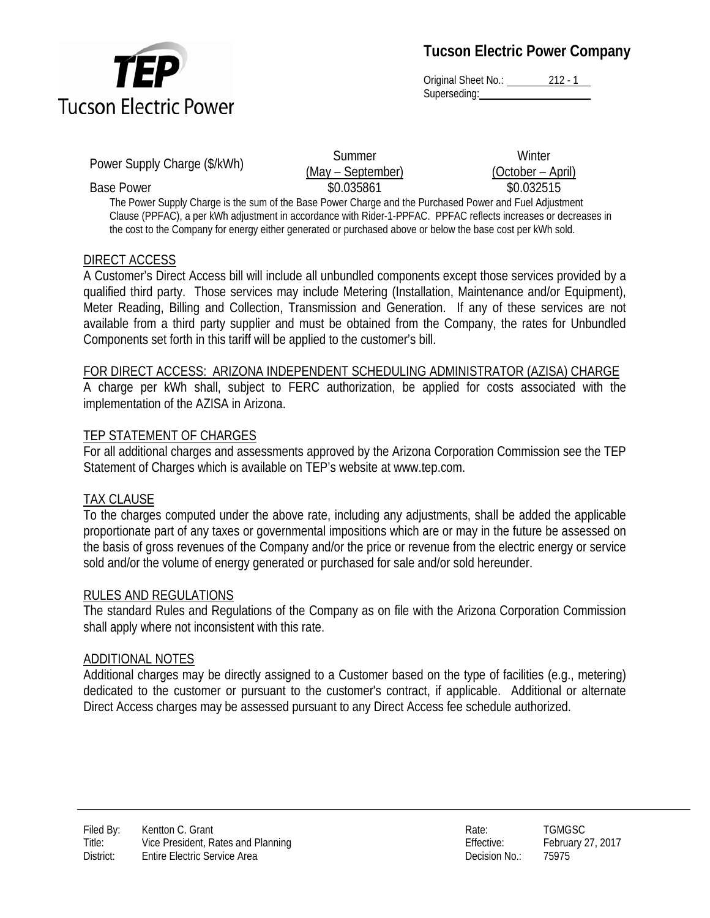| Power Supply Charge ($/kWh) | Summer (May – September) | Winter (October – April) |
| --- | --- | --- |
| Base Power | $0.035861 | $0.032515 |

The Power Supply Charge is the sum of the Base Power Charge and the Purchased Power and Fuel Adjustment Clause (PPFAC), a per kWh adjustment in accordance with Rider-1-PPFAC. PPFAC reflects increases or decreases in the cost to the Company for energy either generated or purchased above or below the base cost per kWh sold.

## DIRECT ACCESS

A Customer's Direct Access bill will include all unbundled components except those services provided by a qualified third party. Those services may include Metering (Installation, Maintenance and/or Equipment), Meter Reading, Billing and Collection, Transmission and Generation. If any of these services are not available from a third party supplier and must be obtained from the Company, the rates for Unbundled Components set forth in this tariff will be applied to the customer's bill.

## FOR DIRECT ACCESS: ARIZONA INDEPENDENT SCHEDULING ADMINISTRATOR (AZISA) CHARGE

A charge per kWh shall, subject to FERC authorization, be applied for costs associated with the implementation of the AZISA in Arizona.

## TEP STATEMENT OF CHARGES

For all additional charges and assessments approved by the Arizona Corporation Commission see the TEP Statement of Charges which is available on TEP's website at www.tep.com.

## TAX CLAUSE

To the charges computed under the above rate, including any adjustments, shall be added the applicable proportionate part of any taxes or governmental impositions which are or may in the future be assessed on the basis of gross revenues of the Company and/or the price or revenue from the electric energy or service sold and/or the volume of energy generated or purchased for sale and/or sold hereunder.

## RULES AND REGULATIONS

The standard Rules and Regulations of the Company as on file with the Arizona Corporation Commission shall apply where not inconsistent with this rate.

## ADDITIONAL NOTES

Additional charges may be directly assigned to a Customer based on the type of facilities (e.g., metering) dedicated to the customer or pursuant to the customer's contract, if applicable. Additional or alternate Direct Access charges may be assessed pursuant to any Direct Access fee schedule authorized.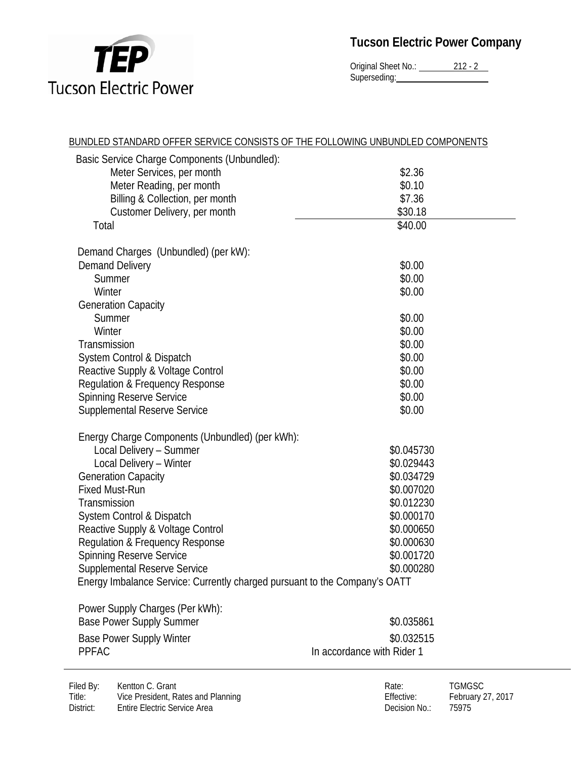**Tucson Electric Power Company**

Original Sheet No.: 212 - 2
Superseding:

BUNDLED STANDARD OFFER SERVICE CONSISTS OF THE FOLLOWING UNBUNDLED COMPONENTS

| | |
|---|---|
| Basic Service Charge Components (Unbundled): | |
| Meter Services, per month | $2.36 |
| Meter Reading, per month | $0.10 |
| Billing & Collection, per month | $7.36 |
| Customer Delivery, per month | $30.18 |
| Total | $40.00 |
| | |
| Demand Charges (Unbundled) (per kW): | |
| Demand Delivery | $0.00 |
| Summer | $0.00 |
| Winter | $0.00 |
| Generation Capacity | |
| Summer | $0.00 |
| Winter | $0.00 |
| Transmission | $0.00 |
| System Control & Dispatch | $0.00 |
| Reactive Supply & Voltage Control | $0.00 |
| Regulation & Frequency Response | $0.00 |
| Spinning Reserve Service | $0.00 |
| Supplemental Reserve Service | $0.00 |
| | |
| Energy Charge Components (Unbundled) (per kWh): | |
| Local Delivery – Summer | $0.045730 |
| Local Delivery – Winter | $0.029443 |
| Generation Capacity | $0.034729 |
| Fixed Must-Run | $0.007020 |
| Transmission | $0.012230 |
| System Control & Dispatch | $0.000170 |
| Reactive Supply & Voltage Control | $0.000650 |
| Regulation & Frequency Response | $0.000630 |
| Spinning Reserve Service | $0.001720 |
| Supplemental Reserve Service | $0.000280 |
| Energy Imbalance Service: Currently charged pursuant to the Company's OATT | |
| | |
| Power Supply Charges (Per kWh): | |
| Base Power Supply Summer | $0.035861 |
| Base Power Supply Winter | $0.032515 |
| PPFAC | In accordance with Rider 1 |

Filed By: Kentton C. Grant
Title: Vice President, Rates and Planning
District: Entire Electric Service Area

Rate: TGMGSC
Effective: February 27, 2017
Decision No.: 75975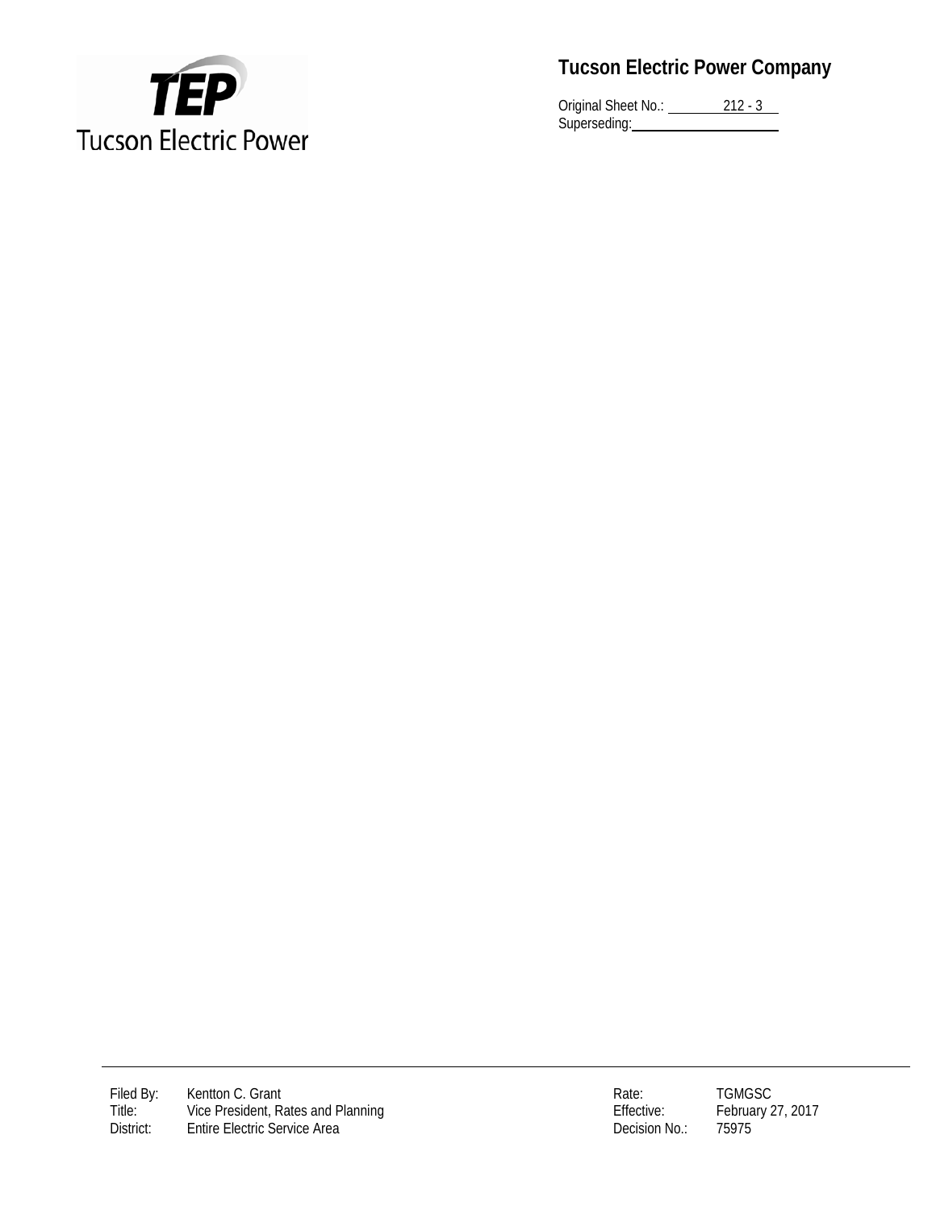**Tucson Electric Power Company**

Original Sheet No.: 212 - 3
Superseding:

| | | | |
|---|---|---|---|
| Filed By: | Kentton C. Grant | Rate: | TGMGSC |
| Title: | Vice President, Rates and Planning | Effective: | February 27, 2017 |
| District: | Entire Electric Service Area | Decision No.: | 75975 |